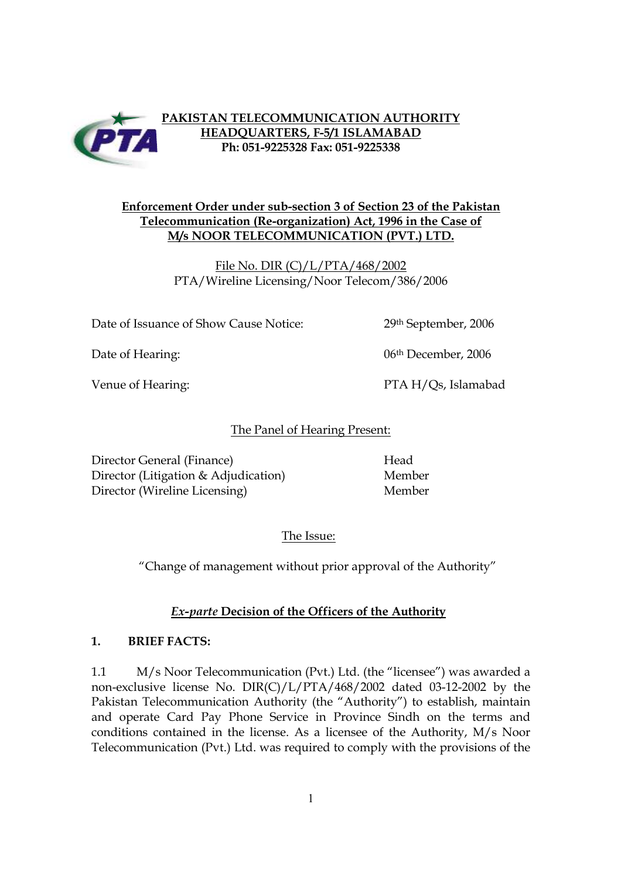**PAKISTAN TELECOMMUNICATION AUTHORITY**
**HEADQUARTERS, F-5/1 ISLAMABAD**
**Ph: 051-9225328 Fax: 051-9225338**

**Enforcement Order under sub-section 3 of Section 23 of the Pakistan Telecommunication (Re-organization) Act, 1996 in the Case of M/s NOOR TELECOMMUNICATION (PVT.) LTD.**

File No. DIR (C)/L/PTA/468/2002
PTA/Wireline Licensing/Noor Telecom/386/2006

| | |
|---|---|
| Date of Issuance of Show Cause Notice: | 29th September, 2006 |
| Date of Hearing: | 06th December, 2006 |
| Venue of Hearing: | PTA H/Qs, Islamabad |

The Panel of Hearing Present:

| | |
|---|---|
| Director General (Finance) | Head |
| Director (Litigation & Adjudication) | Member |
| Director (Wireline Licensing) | Member |

The Issue:

"Change of management without prior approval of the Authority"

***Ex-parte* Decision of the Officers of the Authority**

**1. BRIEF FACTS:**

1.1 M/s Noor Telecommunication (Pvt.) Ltd. (the "licensee") was awarded a non-exclusive license No. DIR(C)/L/PTA/468/2002 dated 03-12-2002 by the Pakistan Telecommunication Authority (the "Authority") to establish, maintain and operate Card Pay Phone Service in Province Sindh on the terms and conditions contained in the license. As a licensee of the Authority, M/s Noor Telecommunication (Pvt.) Ltd. was required to comply with the provisions of the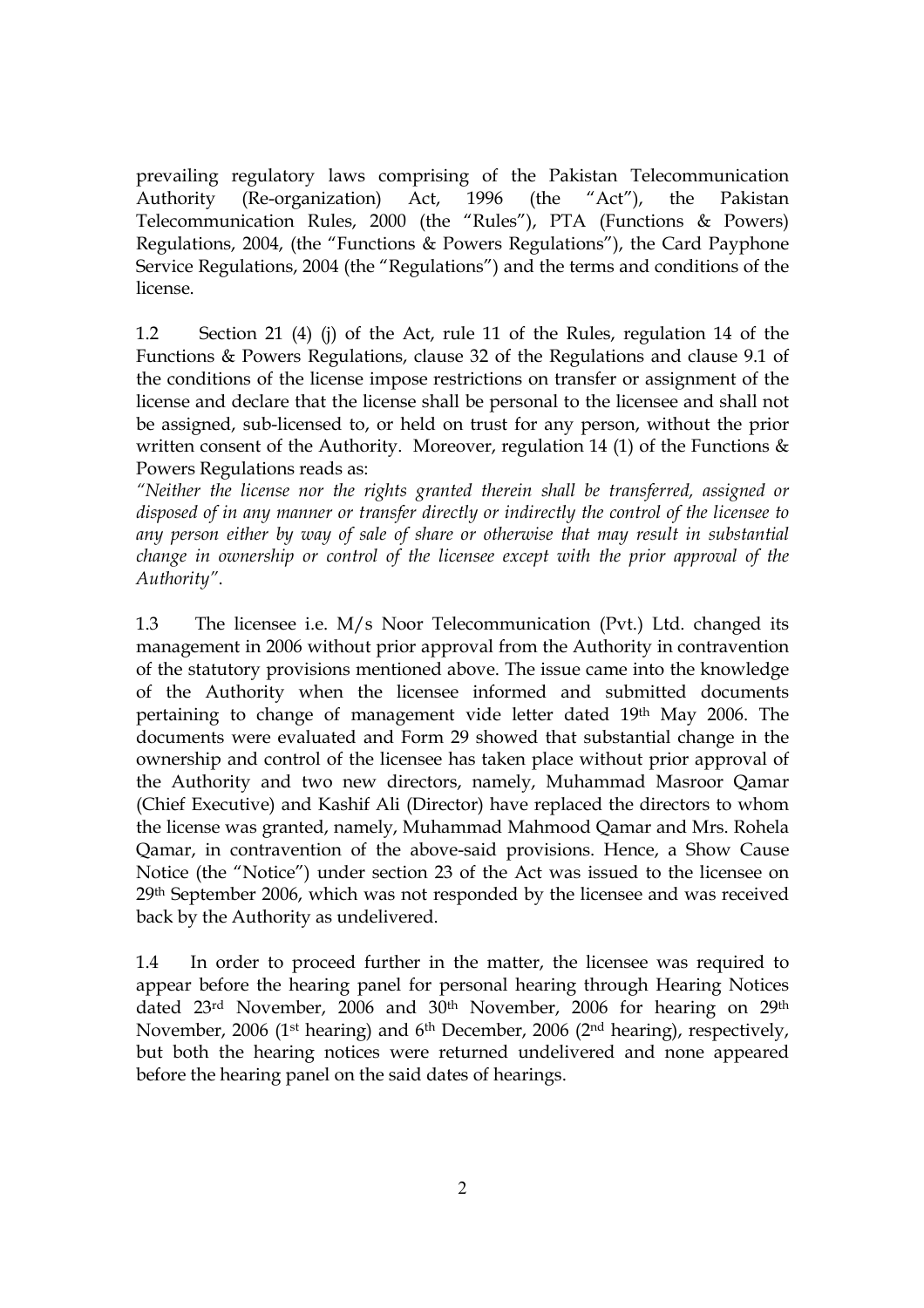prevailing regulatory laws comprising of the Pakistan Telecommunication Authority (Re-organization) Act, 1996 (the "Act"), the Pakistan Telecommunication Rules, 2000 (the "Rules"), PTA (Functions & Powers) Regulations, 2004, (the "Functions & Powers Regulations"), the Card Payphone Service Regulations, 2004 (the "Regulations") and the terms and conditions of the license.

1.2 Section 21 (4) (j) of the Act, rule 11 of the Rules, regulation 14 of the Functions & Powers Regulations, clause 32 of the Regulations and clause 9.1 of the conditions of the license impose restrictions on transfer or assignment of the license and declare that the license shall be personal to the licensee and shall not be assigned, sub-licensed to, or held on trust for any person, without the prior written consent of the Authority. Moreover, regulation 14 (1) of the Functions & Powers Regulations reads as:

*"Neither the license nor the rights granted therein shall be transferred, assigned or disposed of in any manner or transfer directly or indirectly the control of the licensee to any person either by way of sale of share or otherwise that may result in substantial change in ownership or control of the licensee except with the prior approval of the Authority".*

1.3 The licensee i.e. M/s Noor Telecommunication (Pvt.) Ltd. changed its management in 2006 without prior approval from the Authority in contravention of the statutory provisions mentioned above. The issue came into the knowledge of the Authority when the licensee informed and submitted documents pertaining to change of management vide letter dated 19th May 2006. The documents were evaluated and Form 29 showed that substantial change in the ownership and control of the licensee has taken place without prior approval of the Authority and two new directors, namely, Muhammad Masroor Qamar (Chief Executive) and Kashif Ali (Director) have replaced the directors to whom the license was granted, namely, Muhammad Mahmood Qamar and Mrs. Rohela Qamar, in contravention of the above-said provisions. Hence, a Show Cause Notice (the "Notice") under section 23 of the Act was issued to the licensee on 29th September 2006, which was not responded by the licensee and was received back by the Authority as undelivered.

1.4 In order to proceed further in the matter, the licensee was required to appear before the hearing panel for personal hearing through Hearing Notices dated 23rd November, 2006 and 30th November, 2006 for hearing on 29th November, 2006 (1st hearing) and 6th December, 2006 (2nd hearing), respectively, but both the hearing notices were returned undelivered and none appeared before the hearing panel on the said dates of hearings.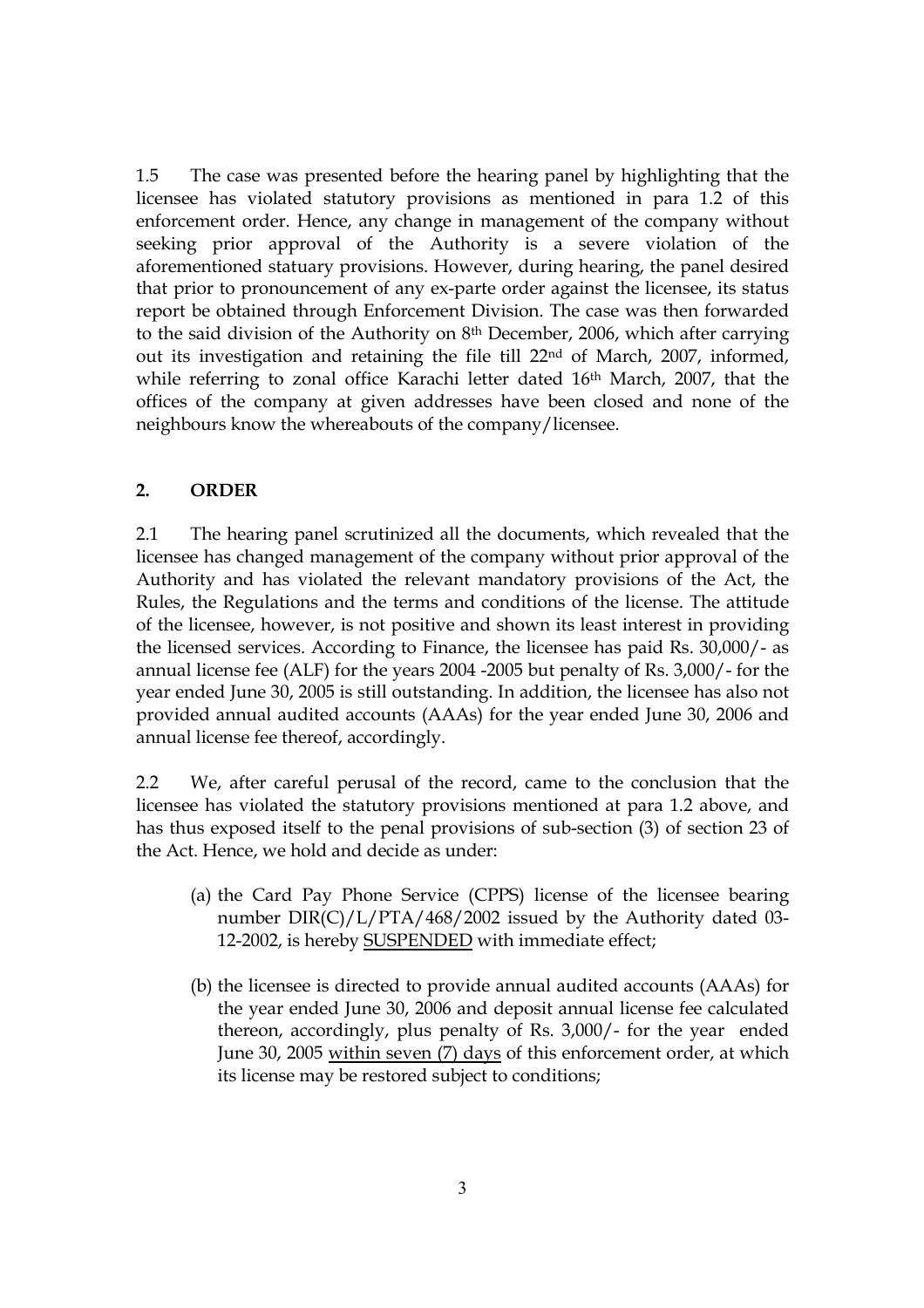1.5 The case was presented before the hearing panel by highlighting that the licensee has violated statutory provisions as mentioned in para 1.2 of this enforcement order. Hence, any change in management of the company without seeking prior approval of the Authority is a severe violation of the aforementioned statuary provisions. However, during hearing, the panel desired that prior to pronouncement of any ex-parte order against the licensee, its status report be obtained through Enforcement Division. The case was then forwarded to the said division of the Authority on 8th December, 2006, which after carrying out its investigation and retaining the file till 22nd of March, 2007, informed, while referring to zonal office Karachi letter dated 16th March, 2007, that the offices of the company at given addresses have been closed and none of the neighbours know the whereabouts of the company/licensee.

## 2. ORDER

2.1 The hearing panel scrutinized all the documents, which revealed that the licensee has changed management of the company without prior approval of the Authority and has violated the relevant mandatory provisions of the Act, the Rules, the Regulations and the terms and conditions of the license. The attitude of the licensee, however, is not positive and shown its least interest in providing the licensed services. According to Finance, the licensee has paid Rs. 30,000/- as annual license fee (ALF) for the years 2004 -2005 but penalty of Rs. 3,000/- for the year ended June 30, 2005 is still outstanding. In addition, the licensee has also not provided annual audited accounts (AAAs) for the year ended June 30, 2006 and annual license fee thereof, accordingly.

2.2 We, after careful perusal of the record, came to the conclusion that the licensee has violated the statutory provisions mentioned at para 1.2 above, and has thus exposed itself to the penal provisions of sub-section (3) of section 23 of the Act. Hence, we hold and decide as under:

(a) the Card Pay Phone Service (CPPS) license of the licensee bearing number DIR(C)/L/PTA/468/2002 issued by the Authority dated 03-12-2002, is hereby <u>SUSPENDED</u> with immediate effect;

(b) the licensee is directed to provide annual audited accounts (AAAs) for the year ended June 30, 2006 and deposit annual license fee calculated thereon, accordingly, plus penalty of Rs. 3,000/- for the year ended June 30, 2005 <u>within seven (7) days</u> of this enforcement order, at which its license may be restored subject to conditions;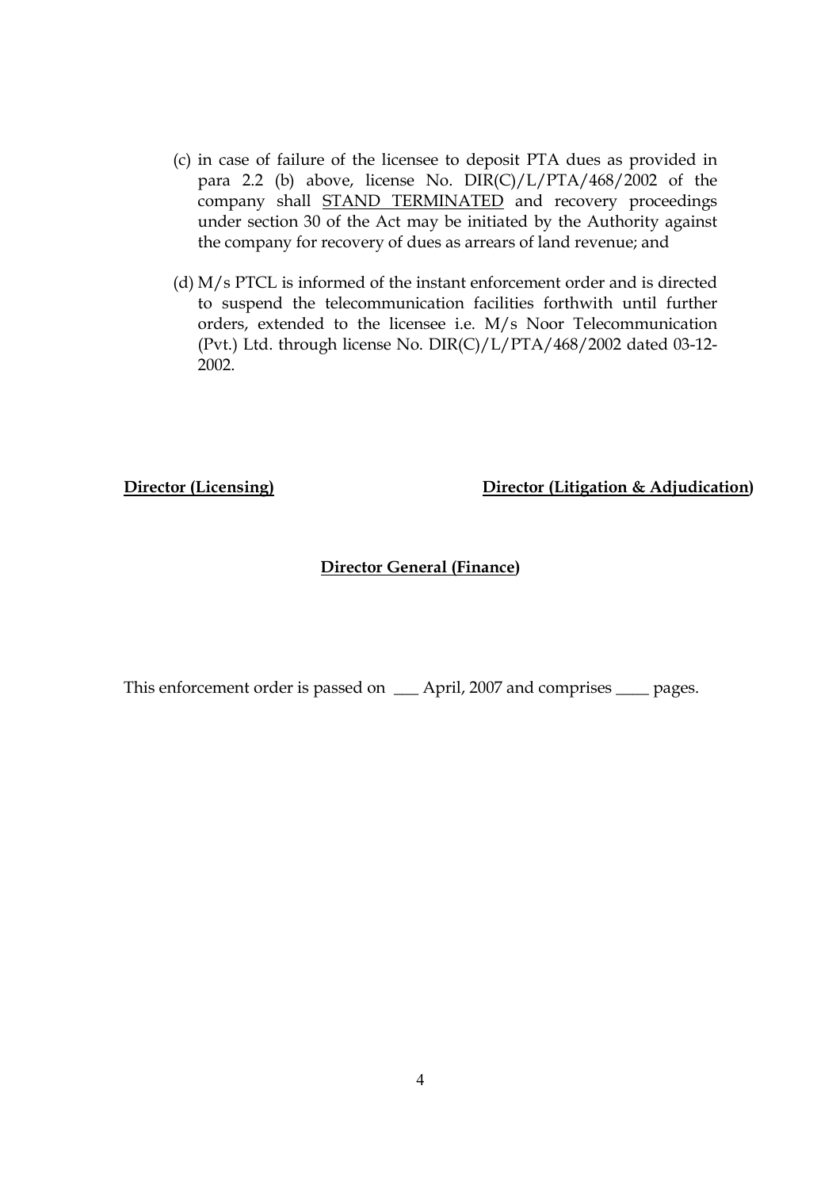(c) in case of failure of the licensee to deposit PTA dues as provided in para 2.2 (b) above, license No. DIR(C)/L/PTA/468/2002 of the company shall <u>STAND TERMINATED</u> and recovery proceedings under section 30 of the Act may be initiated by the Authority against the company for recovery of dues as arrears of land revenue; and

(d) M/s PTCL is informed of the instant enforcement order and is directed to suspend the telecommunication facilities forthwith until further orders, extended to the licensee i.e. M/s Noor Telecommunication (Pvt.) Ltd. through license No. DIR(C)/L/PTA/468/2002 dated 03-12-2002.

**Director (Licensing)** **Director (Litigation & Adjudication)**

**Director General (Finance)**

This enforcement order is passed on ___ April, 2007 and comprises ____ pages.